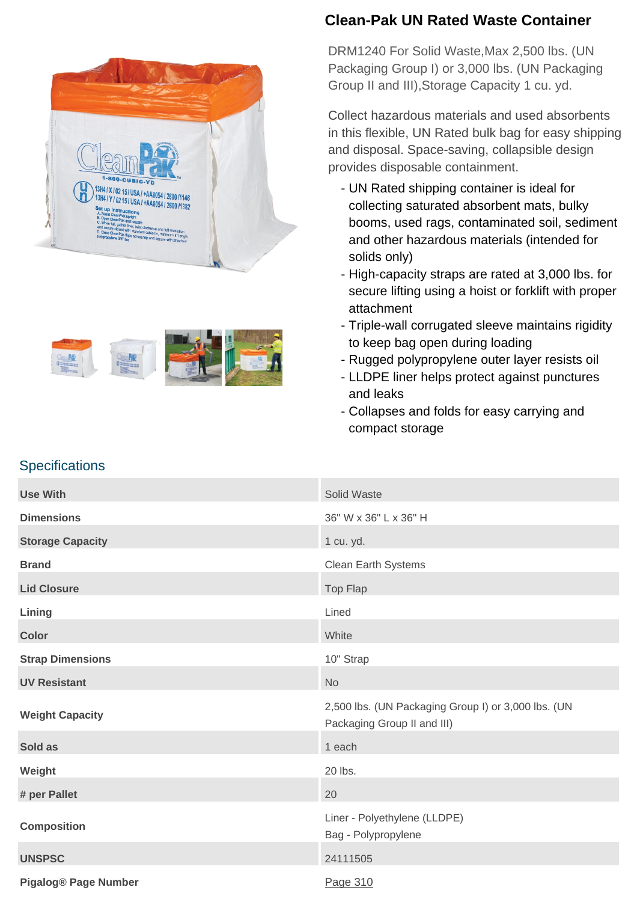# Clean-Pak UN Rated Waste Container

DRM1240 For Solid Waste,Max 2,500 lbs. (UN Packaging Group I) or 3,000 lbs. (UN Packaging Group II and III),Storage Capacity 1 cu. yd.

Collect hazardous materials and used absorbents in this flexible, UN Rated bulk bag for easy shipping and disposal. Space-saving, collapsible design provides disposable containment.

- UN Rated shipping container is ideal for collecting saturated absorbent mats, bulky booms, used rags, contaminated soil, sediment and other hazardous materials (intended for solids only)
- High-capacity straps are rated at 3,000 lbs. for secure lifting using a hoist or forklift with proper attachment
- Triple-wall corrugated sleeve maintains rigidity to keep bag open during loading
- Rugged polypropylene outer layer resists oil
- LLDPE liner helps protect against punctures and leaks
- Collapses and folds for easy carrying and compact storage

## Specifications

| | |
|---|---|
| **Use With** | Solid Waste |
| **Dimensions** | 36" W x 36" L x 36" H |
| **Storage Capacity** | 1 cu. yd. |
| **Brand** | Clean Earth Systems |
| **Lid Closure** | Top Flap |
| **Lining** | Lined |
| **Color** | White |
| **Strap Dimensions** | 10" Strap |
| **UV Resistant** | No |
| **Weight Capacity** | 2,500 lbs. (UN Packaging Group I) or 3,000 lbs. (UN Packaging Group II and III) |
| **Sold as** | 1 each |
| **Weight** | 20 lbs. |
| **# per Pallet** | 20 |
| **Composition** | Liner - Polyethylene (LLDPE)<br>Bag - Polypropylene |
| **UNSPSC** | 24111505 |
| **Pigalog® Page Number** | Page 310 |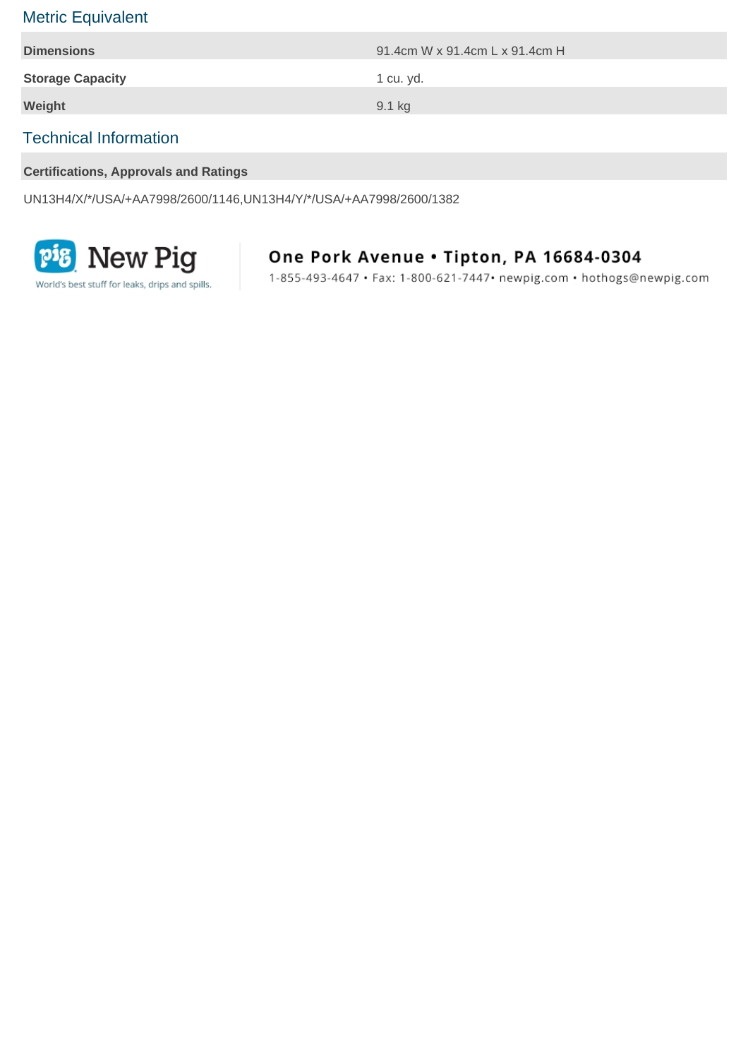## Metric Equivalent

| | |
|---|---|
| **Dimensions** | 91.4cm W x 91.4cm L x 91.4cm H |
| **Storage Capacity** | 1 cu. yd. |
| **Weight** | 9.1 kg |

## Technical Information

| |
|---|
| **Certifications, Approvals and Ratings** |
| UN13H4/X/*/USA/+AA7998/2600/1146,UN13H4/Y/*/USA/+AA7998/2600/1382 |

New Pig
World's best stuff for leaks, drips and spills.

One Pork Avenue • Tipton, PA 16684-0304
1-855-493-4647 • Fax: 1-800-621-7447• newpig.com • hothogs@newpig.com